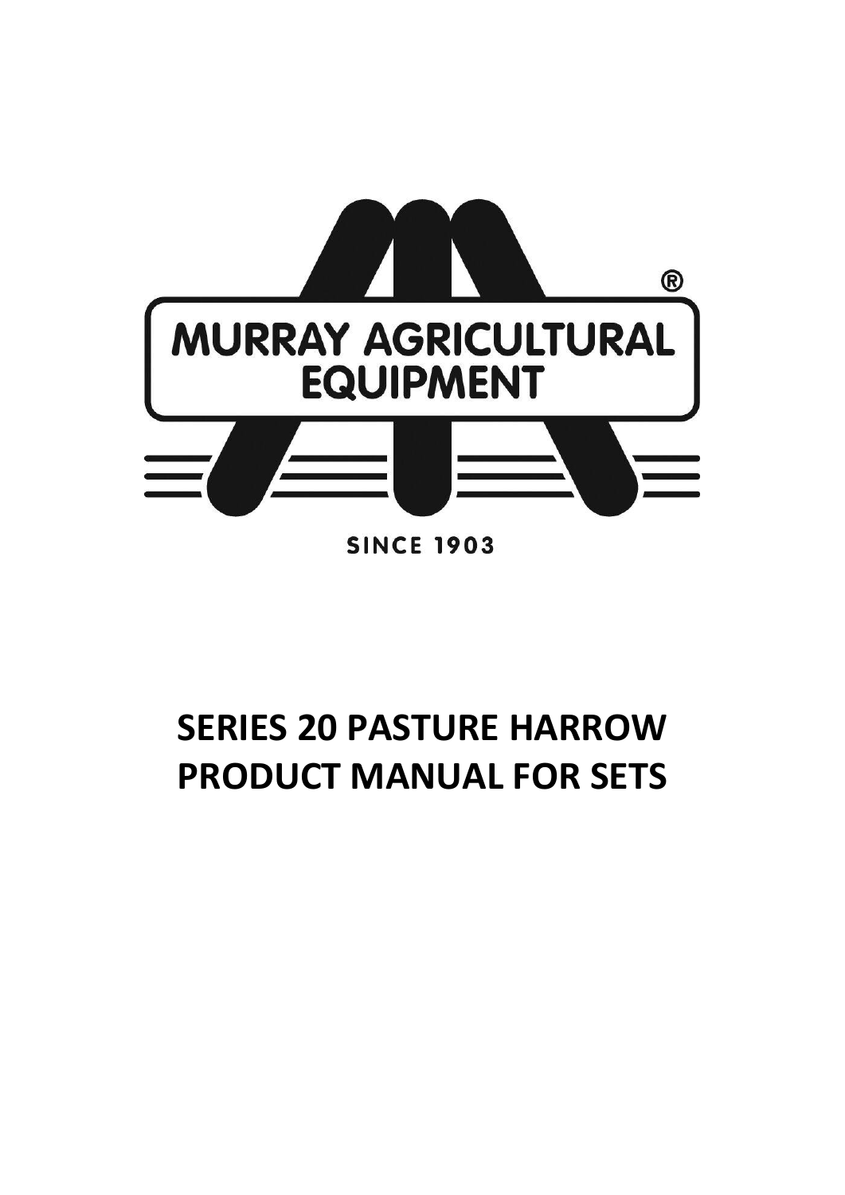MURRAY AGRICULTURAL EQUIPMENT®

SINCE 1903

# SERIES 20 PASTURE HARROW PRODUCT MANUAL FOR SETS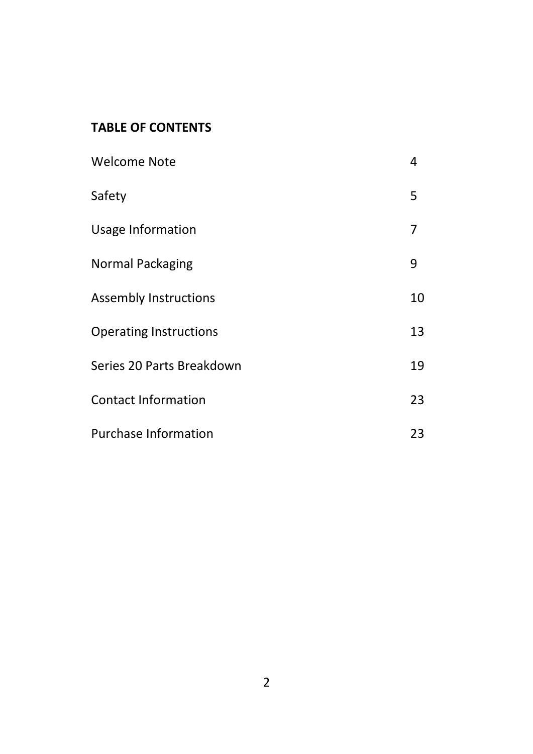**TABLE OF CONTENTS**

| | |
|---|---|
| Welcome Note | 4 |
| Safety | 5 |
| Usage Information | 7 |
| Normal Packaging | 9 |
| Assembly Instructions | 10 |
| Operating Instructions | 13 |
| Series 20 Parts Breakdown | 19 |
| Contact Information | 23 |
| Purchase Information | 23 |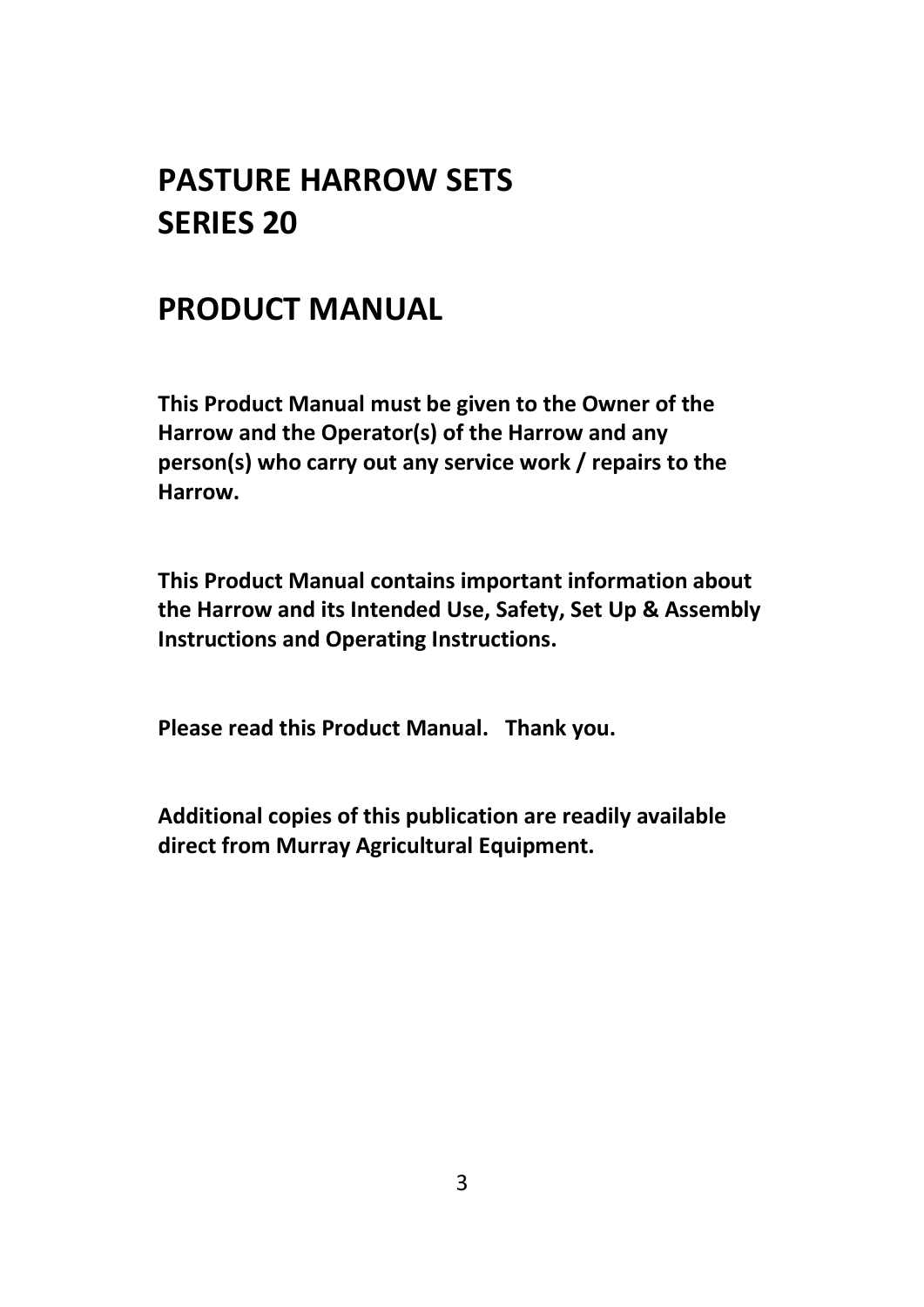# PASTURE HARROW SETS
# SERIES 20

# PRODUCT MANUAL

**This Product Manual must be given to the Owner of the Harrow and the Operator(s) of the Harrow and any person(s) who carry out any service work / repairs to the Harrow.**

**This Product Manual contains important information about the Harrow and its Intended Use, Safety, Set Up & Assembly Instructions and Operating Instructions.**

**Please read this Product Manual. Thank you.**

**Additional copies of this publication are readily available direct from Murray Agricultural Equipment.**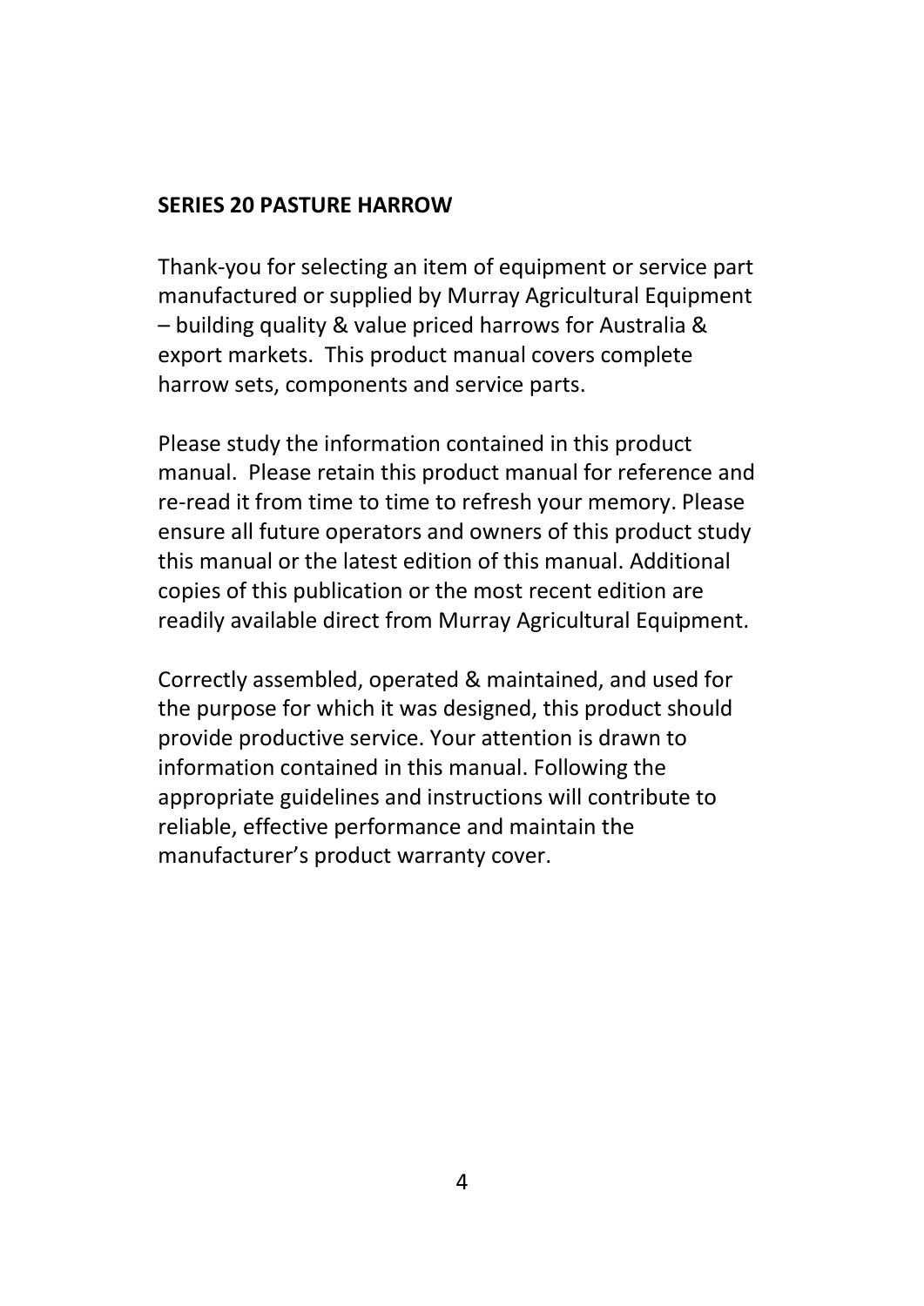**SERIES 20 PASTURE HARROW**

Thank-you for selecting an item of equipment or service part manufactured or supplied by Murray Agricultural Equipment – building quality & value priced harrows for Australia & export markets. This product manual covers complete harrow sets, components and service parts.

Please study the information contained in this product manual. Please retain this product manual for reference and re-read it from time to time to refresh your memory. Please ensure all future operators and owners of this product study this manual or the latest edition of this manual. Additional copies of this publication or the most recent edition are readily available direct from Murray Agricultural Equipment.

Correctly assembled, operated & maintained, and used for the purpose for which it was designed, this product should provide productive service. Your attention is drawn to information contained in this manual. Following the appropriate guidelines and instructions will contribute to reliable, effective performance and maintain the manufacturer's product warranty cover.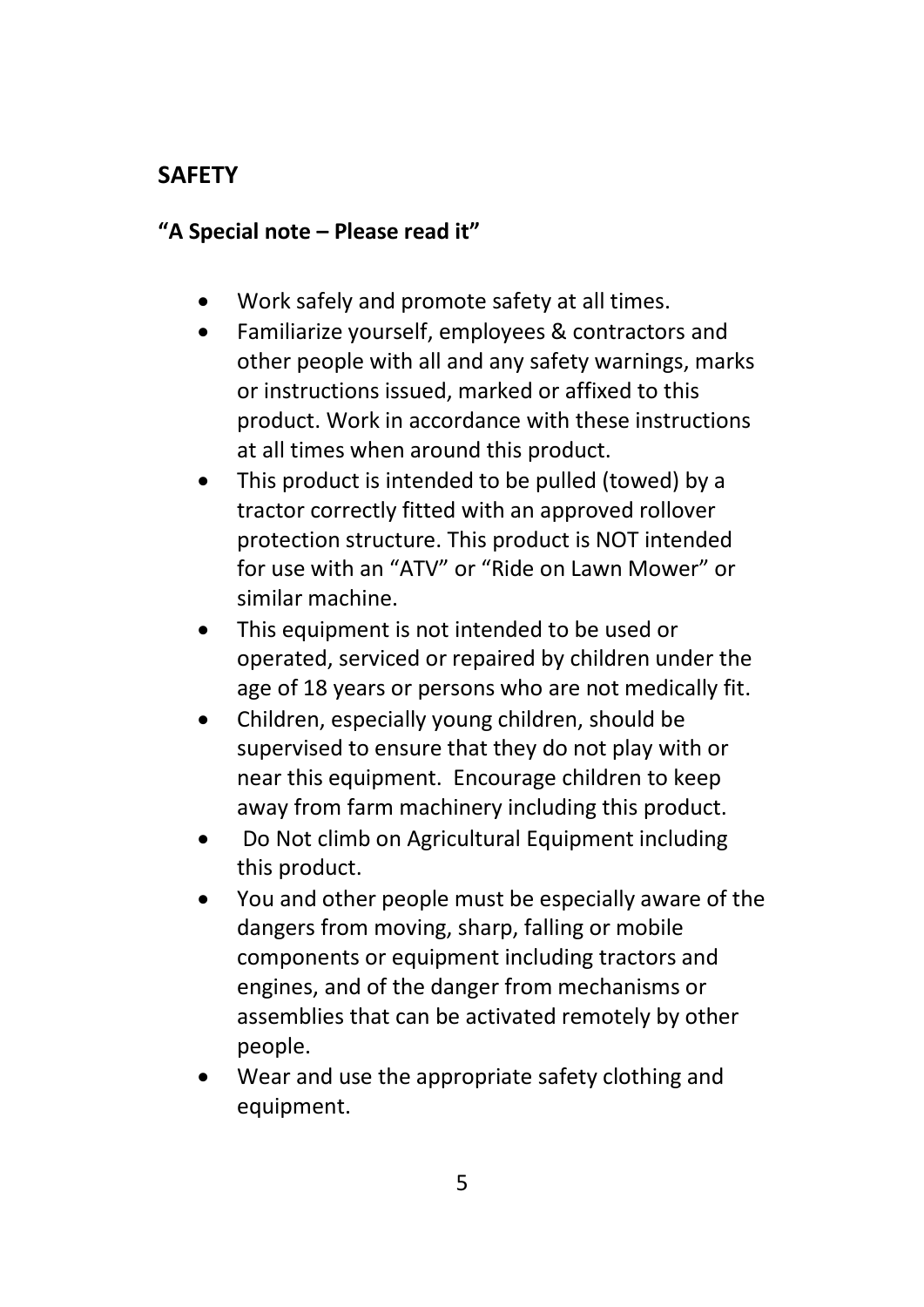## SAFETY

### "A Special note – Please read it"

- Work safely and promote safety at all times.
- Familiarize yourself, employees & contractors and other people with all and any safety warnings, marks or instructions issued, marked or affixed to this product. Work in accordance with these instructions at all times when around this product.
- This product is intended to be pulled (towed) by a tractor correctly fitted with an approved rollover protection structure. This product is NOT intended for use with an "ATV" or "Ride on Lawn Mower" or similar machine.
- This equipment is not intended to be used or operated, serviced or repaired by children under the age of 18 years or persons who are not medically fit.
- Children, especially young children, should be supervised to ensure that they do not play with or near this equipment. Encourage children to keep away from farm machinery including this product.
- Do Not climb on Agricultural Equipment including this product.
- You and other people must be especially aware of the dangers from moving, sharp, falling or mobile components or equipment including tractors and engines, and of the danger from mechanisms or assemblies that can be activated remotely by other people.
- Wear and use the appropriate safety clothing and equipment.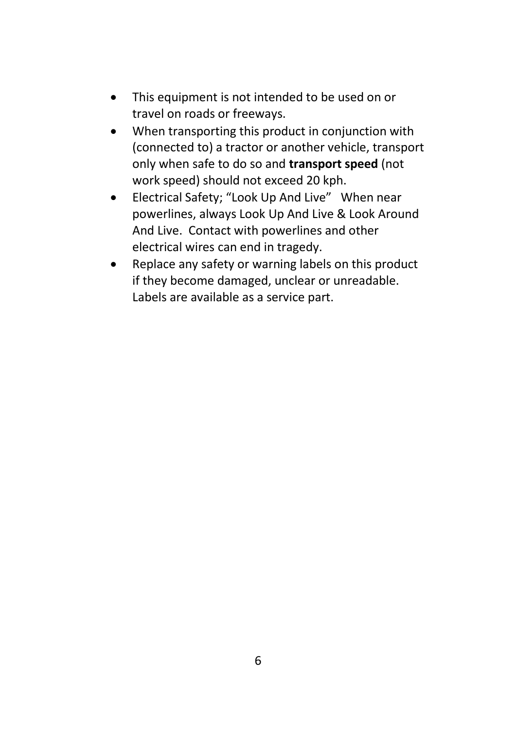- This equipment is not intended to be used on or travel on roads or freeways.
- When transporting this product in conjunction with (connected to) a tractor or another vehicle, transport only when safe to do so and **transport speed** (not work speed) should not exceed 20 kph.
- Electrical Safety; "Look Up And Live" When near powerlines, always Look Up And Live & Look Around And Live. Contact with powerlines and other electrical wires can end in tragedy.
- Replace any safety or warning labels on this product if they become damaged, unclear or unreadable. Labels are available as a service part.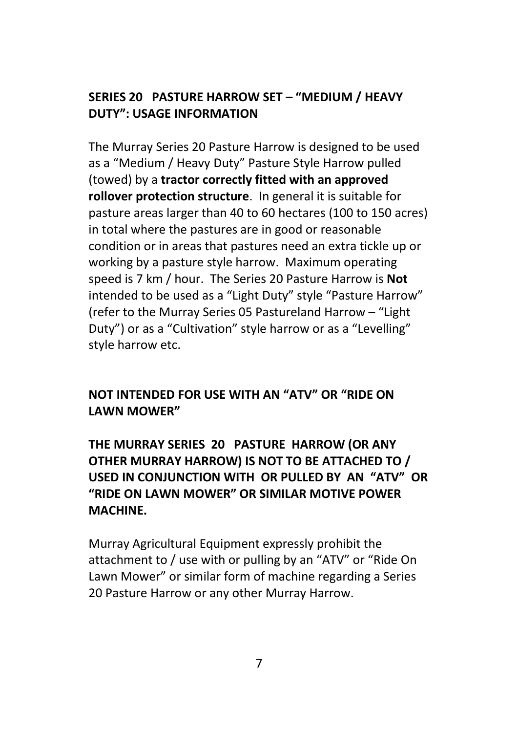## SERIES 20 PASTURE HARROW SET – "MEDIUM / HEAVY DUTY": USAGE INFORMATION

The Murray Series 20 Pasture Harrow is designed to be used as a "Medium / Heavy Duty" Pasture Style Harrow pulled (towed) by a **tractor correctly fitted with an approved rollover protection structure**. In general it is suitable for pasture areas larger than 40 to 60 hectares (100 to 150 acres) in total where the pastures are in good or reasonable condition or in areas that pastures need an extra tickle up or working by a pasture style harrow. Maximum operating speed is 7 km / hour. The Series 20 Pasture Harrow is **Not** intended to be used as a "Light Duty" style "Pasture Harrow" (refer to the Murray Series 05 Pastureland Harrow – "Light Duty") or as a "Cultivation" style harrow or as a "Levelling" style harrow etc.

## NOT INTENDED FOR USE WITH AN "ATV" OR "RIDE ON LAWN MOWER"

**THE MURRAY SERIES 20 PASTURE HARROW (OR ANY OTHER MURRAY HARROW) IS NOT TO BE ATTACHED TO / USED IN CONJUNCTION WITH OR PULLED BY AN "ATV" OR "RIDE ON LAWN MOWER" OR SIMILAR MOTIVE POWER MACHINE.**

Murray Agricultural Equipment expressly prohibit the attachment to / use with or pulling by an "ATV" or "Ride On Lawn Mower" or similar form of machine regarding a Series 20 Pasture Harrow or any other Murray Harrow.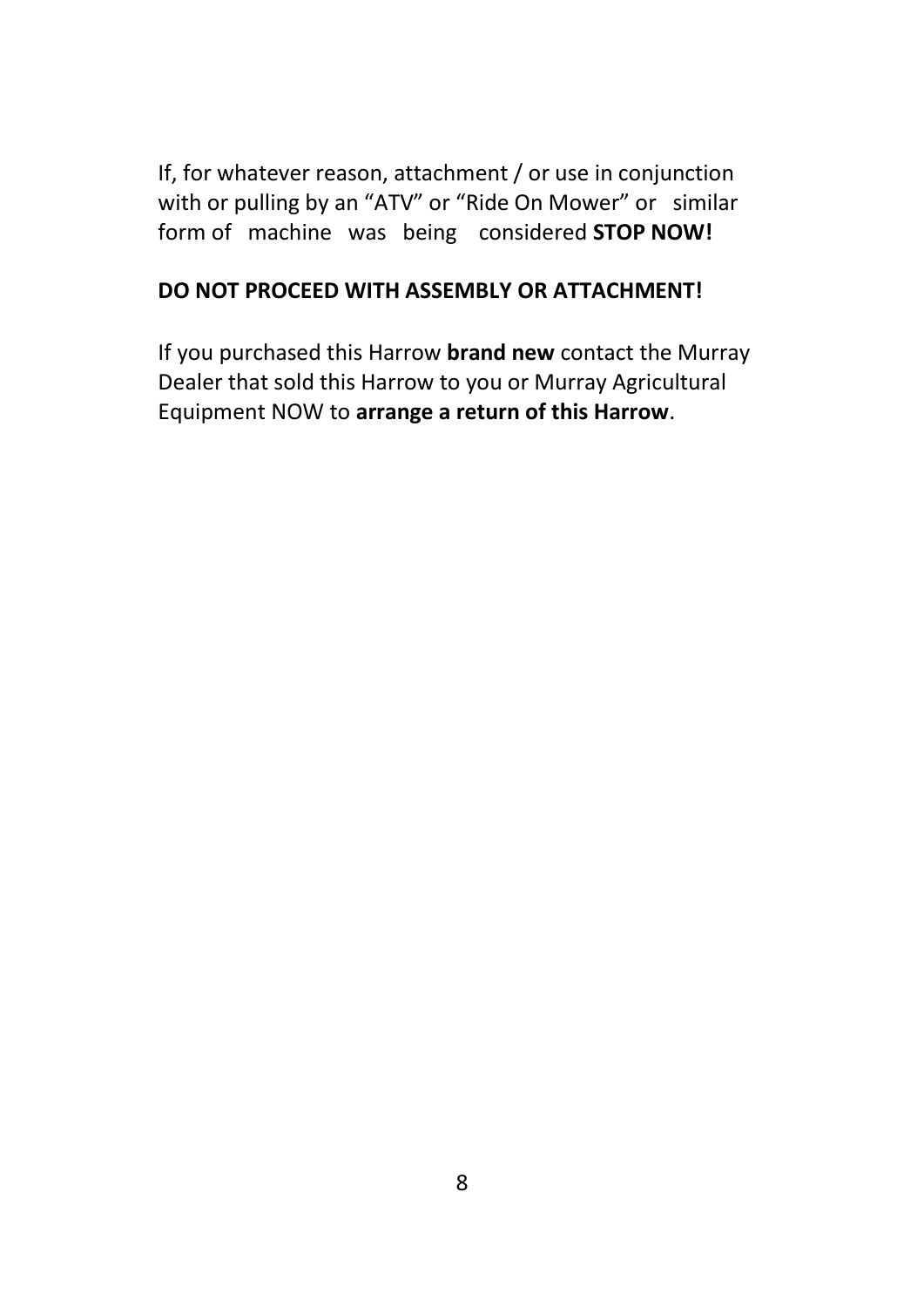If, for whatever reason, attachment / or use in conjunction with or pulling by an "ATV" or "Ride On Mower" or similar form of machine was being considered **STOP NOW!**

**DO NOT PROCEED WITH ASSEMBLY OR ATTACHMENT!**

If you purchased this Harrow **brand new** contact the Murray Dealer that sold this Harrow to you or Murray Agricultural Equipment NOW to **arrange a return of this Harrow**.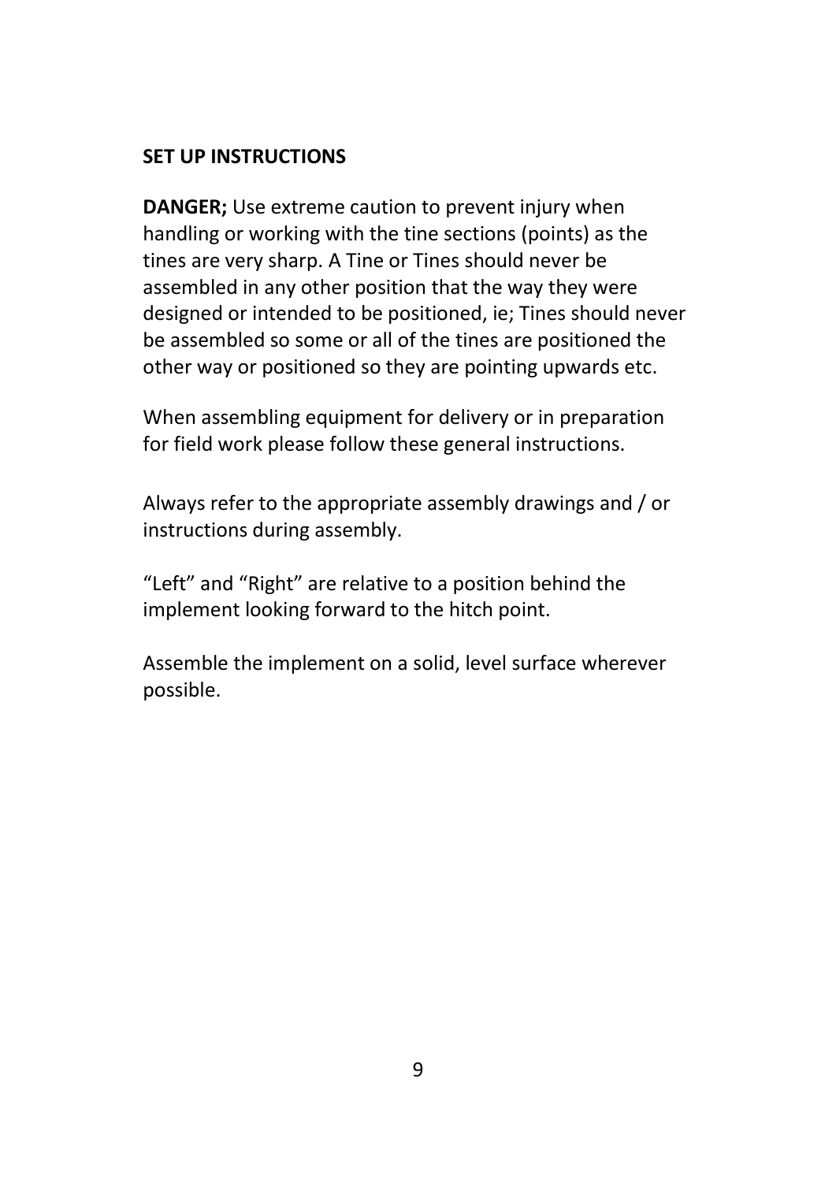**SET UP INSTRUCTIONS**

**DANGER;** Use extreme caution to prevent injury when handling or working with the tine sections (points) as the tines are very sharp. A Tine or Tines should never be assembled in any other position that the way they were designed or intended to be positioned, ie; Tines should never be assembled so some or all of the tines are positioned the other way or positioned so they are pointing upwards etc.

When assembling equipment for delivery or in preparation for field work please follow these general instructions.

Always refer to the appropriate assembly drawings and / or instructions during assembly.

“Left” and “Right” are relative to a position behind the implement looking forward to the hitch point.

Assemble the implement on a solid, level surface wherever possible.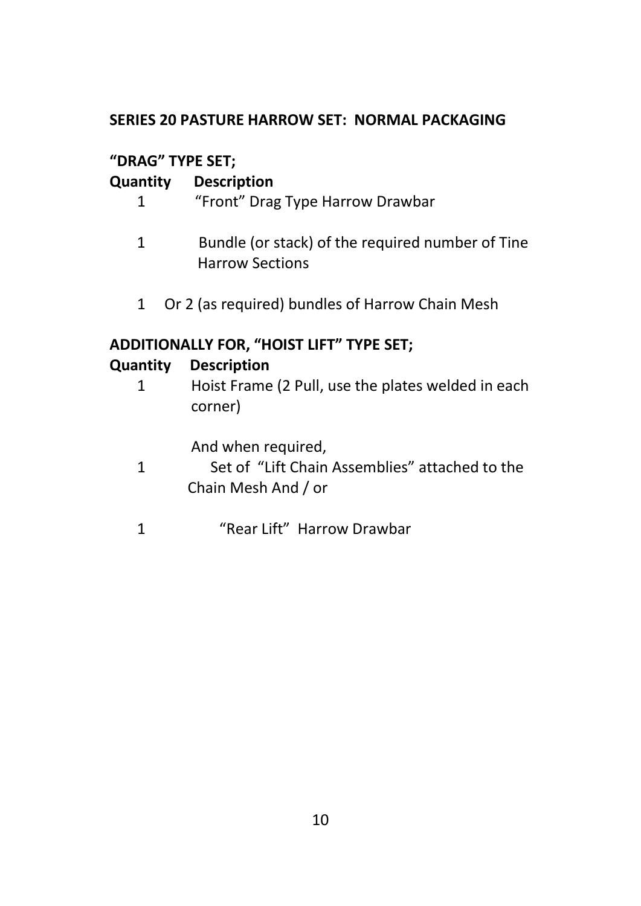**SERIES 20 PASTURE HARROW SET: NORMAL PACKAGING**

**"DRAG" TYPE SET;**

| Quantity | Description |
| --- | --- |
| 1 | "Front" Drag Type Harrow Drawbar |
| 1 | Bundle (or stack) of the required number of Tine Harrow Sections |
| 1 | Or 2 (as required) bundles of Harrow Chain Mesh |

**ADDITIONALLY FOR, "HOIST LIFT" TYPE SET;**

| Quantity | Description |
| --- | --- |
| 1 | Hoist Frame (2 Pull, use the plates welded in each corner) |
| | And when required, |
| 1 | Set of "Lift Chain Assemblies" attached to the Chain Mesh And / or |
| 1 | "Rear Lift" Harrow Drawbar |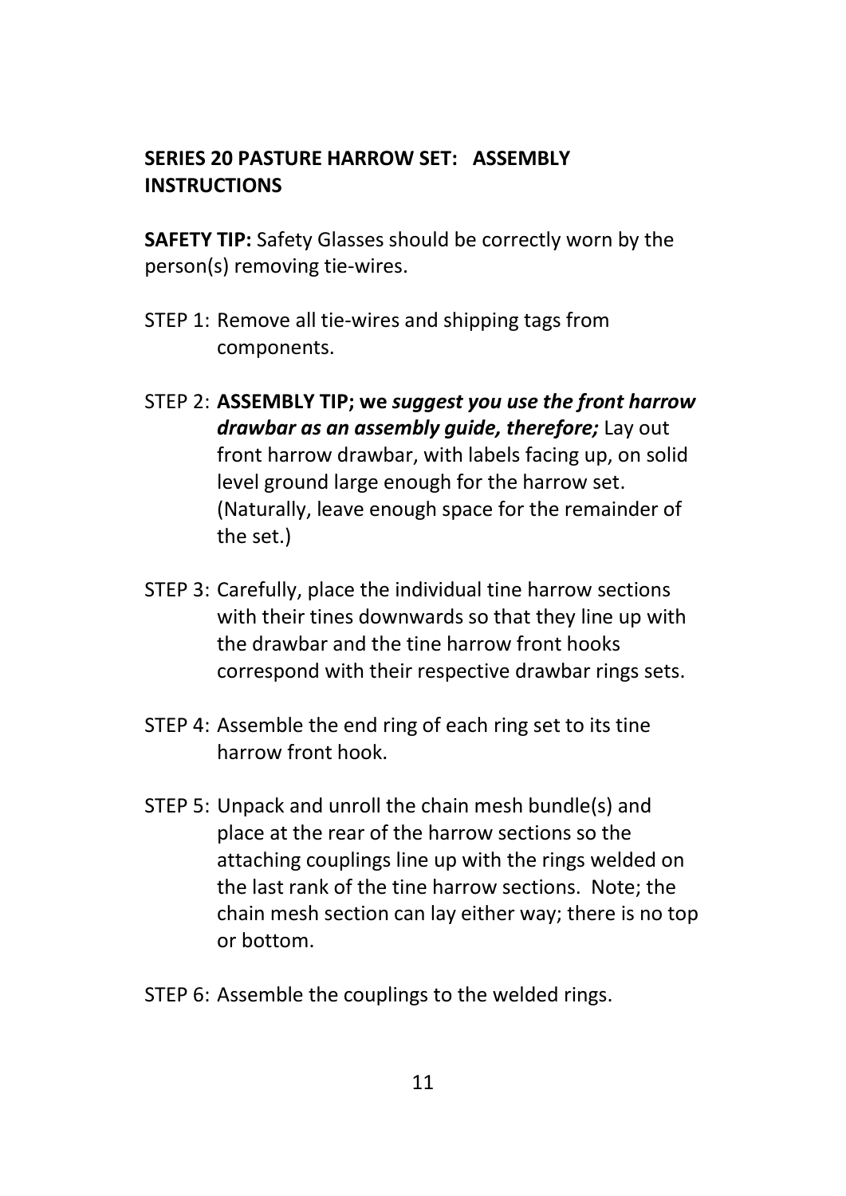## SERIES 20 PASTURE HARROW SET: ASSEMBLY INSTRUCTIONS

**SAFETY TIP:** Safety Glasses should be correctly worn by the person(s) removing tie-wires.

STEP 1: Remove all tie-wires and shipping tags from components.

STEP 2: **ASSEMBLY TIP; we** ***suggest you use the front harrow drawbar as an assembly guide, therefore;*** Lay out front harrow drawbar, with labels facing up, on solid level ground large enough for the harrow set. (Naturally, leave enough space for the remainder of the set.)

STEP 3: Carefully, place the individual tine harrow sections with their tines downwards so that they line up with the drawbar and the tine harrow front hooks correspond with their respective drawbar rings sets.

STEP 4: Assemble the end ring of each ring set to its tine harrow front hook.

STEP 5: Unpack and unroll the chain mesh bundle(s) and place at the rear of the harrow sections so the attaching couplings line up with the rings welded on the last rank of the tine harrow sections. Note; the chain mesh section can lay either way; there is no top or bottom.

STEP 6: Assemble the couplings to the welded rings.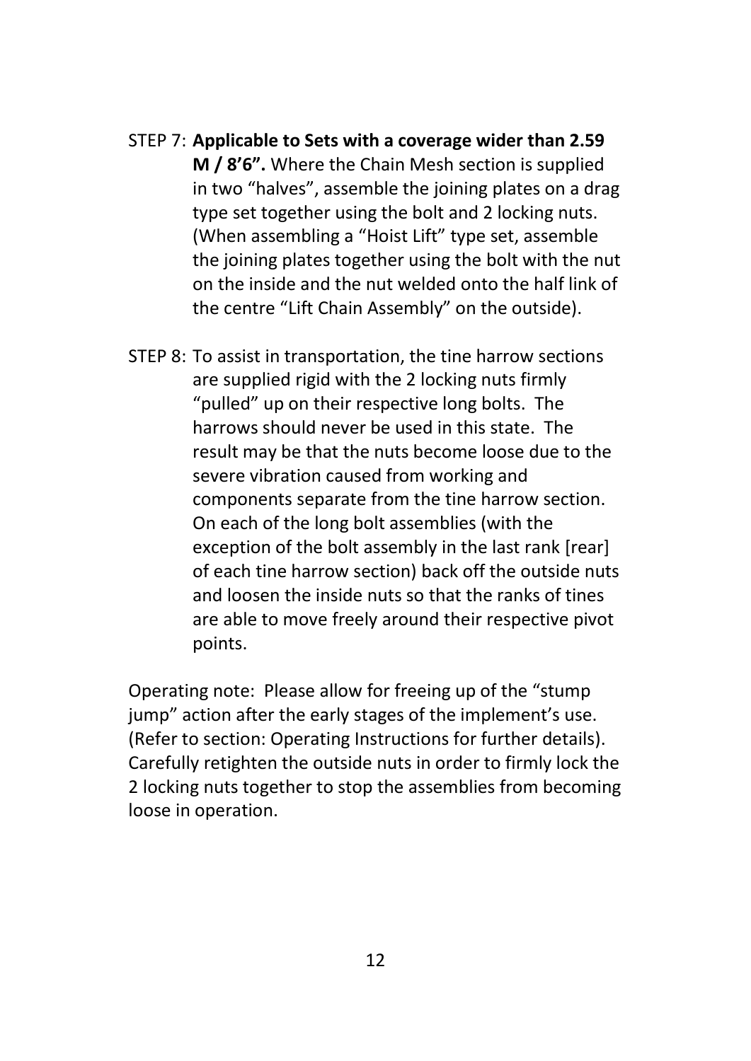STEP 7: **Applicable to Sets with a coverage wider than 2.59 M / 8'6".** Where the Chain Mesh section is supplied in two "halves", assemble the joining plates on a drag type set together using the bolt and 2 locking nuts. (When assembling a "Hoist Lift" type set, assemble the joining plates together using the bolt with the nut on the inside and the nut welded onto the half link of the centre "Lift Chain Assembly" on the outside).

STEP 8: To assist in transportation, the tine harrow sections are supplied rigid with the 2 locking nuts firmly "pulled" up on their respective long bolts. The harrows should never be used in this state. The result may be that the nuts become loose due to the severe vibration caused from working and components separate from the tine harrow section. On each of the long bolt assemblies (with the exception of the bolt assembly in the last rank [rear] of each tine harrow section) back off the outside nuts and loosen the inside nuts so that the ranks of tines are able to move freely around their respective pivot points.

Operating note: Please allow for freeing up of the "stump jump" action after the early stages of the implement's use. (Refer to section: Operating Instructions for further details). Carefully retighten the outside nuts in order to firmly lock the 2 locking nuts together to stop the assemblies from becoming loose in operation.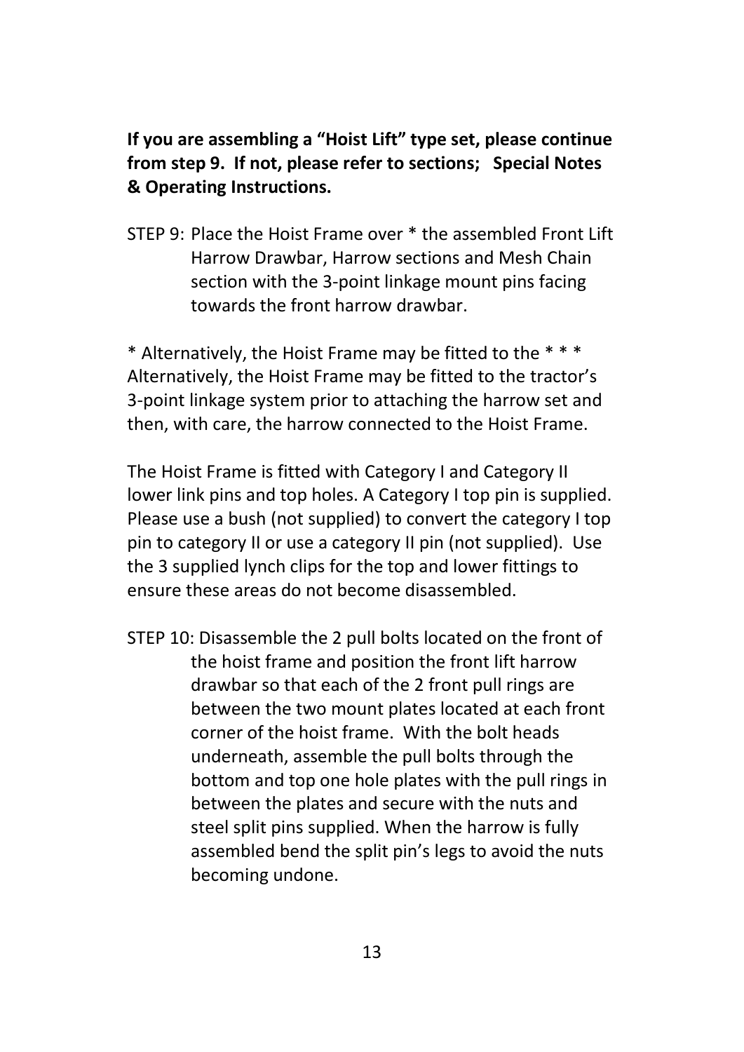**If you are assembling a “Hoist Lift” type set, please continue from step 9. If not, please refer to sections; Special Notes & Operating Instructions.**

STEP 9: Place the Hoist Frame over * the assembled Front Lift Harrow Drawbar, Harrow sections and Mesh Chain section with the 3-point linkage mount pins facing towards the front harrow drawbar.

* Alternatively, the Hoist Frame may be fitted to the * * * Alternatively, the Hoist Frame may be fitted to the tractor’s 3-point linkage system prior to attaching the harrow set and then, with care, the harrow connected to the Hoist Frame.

The Hoist Frame is fitted with Category I and Category II lower link pins and top holes. A Category I top pin is supplied. Please use a bush (not supplied) to convert the category I top pin to category II or use a category II pin (not supplied). Use the 3 supplied lynch clips for the top and lower fittings to ensure these areas do not become disassembled.

STEP 10: Disassemble the 2 pull bolts located on the front of the hoist frame and position the front lift harrow drawbar so that each of the 2 front pull rings are between the two mount plates located at each front corner of the hoist frame. With the bolt heads underneath, assemble the pull bolts through the bottom and top one hole plates with the pull rings in between the plates and secure with the nuts and steel split pins supplied. When the harrow is fully assembled bend the split pin’s legs to avoid the nuts becoming undone.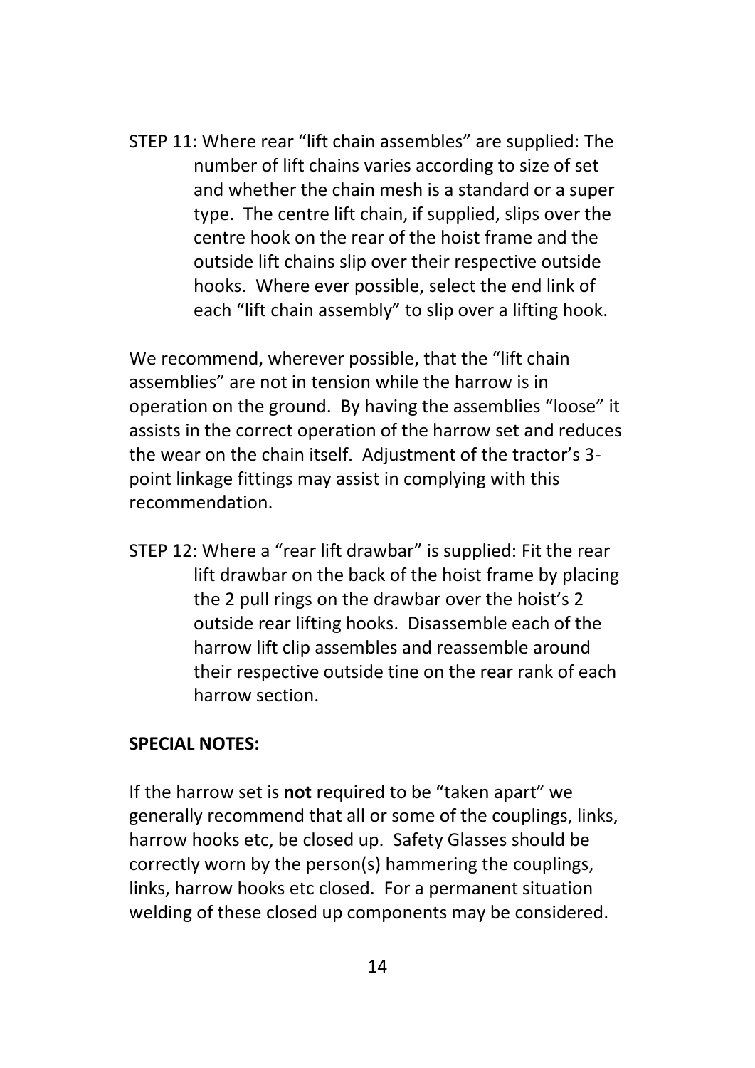STEP 11: Where rear "lift chain assembles" are supplied: The number of lift chains varies according to size of set and whether the chain mesh is a standard or a super type. The centre lift chain, if supplied, slips over the centre hook on the rear of the hoist frame and the outside lift chains slip over their respective outside hooks. Where ever possible, select the end link of each "lift chain assembly" to slip over a lifting hook.

We recommend, wherever possible, that the "lift chain assemblies" are not in tension while the harrow is in operation on the ground. By having the assemblies "loose" it assists in the correct operation of the harrow set and reduces the wear on the chain itself. Adjustment of the tractor's 3-point linkage fittings may assist in complying with this recommendation.

STEP 12: Where a "rear lift drawbar" is supplied: Fit the rear lift drawbar on the back of the hoist frame by placing the 2 pull rings on the drawbar over the hoist's 2 outside rear lifting hooks. Disassemble each of the harrow lift clip assembles and reassemble around their respective outside tine on the rear rank of each harrow section.

**SPECIAL NOTES:**

If the harrow set is **not** required to be "taken apart" we generally recommend that all or some of the couplings, links, harrow hooks etc, be closed up. Safety Glasses should be correctly worn by the person(s) hammering the couplings, links, harrow hooks etc closed. For a permanent situation welding of these closed up components may be considered.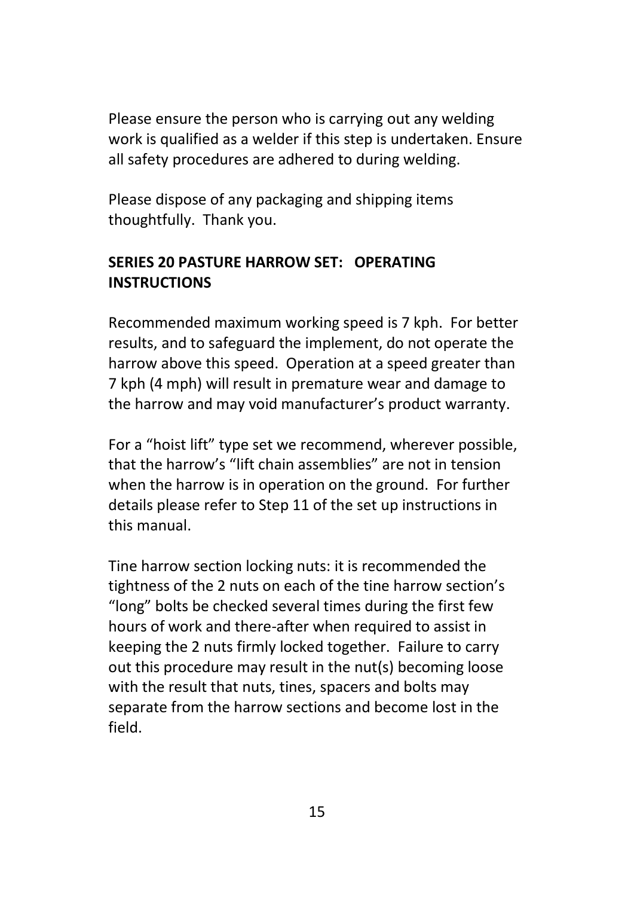Please ensure the person who is carrying out any welding work is qualified as a welder if this step is undertaken. Ensure all safety procedures are adhered to during welding.

Please dispose of any packaging and shipping items thoughtfully. Thank you.

**SERIES 20 PASTURE HARROW SET: OPERATING INSTRUCTIONS**

Recommended maximum working speed is 7 kph. For better results, and to safeguard the implement, do not operate the harrow above this speed. Operation at a speed greater than 7 kph (4 mph) will result in premature wear and damage to the harrow and may void manufacturer's product warranty.

For a "hoist lift" type set we recommend, wherever possible, that the harrow's "lift chain assemblies" are not in tension when the harrow is in operation on the ground. For further details please refer to Step 11 of the set up instructions in this manual.

Tine harrow section locking nuts: it is recommended the tightness of the 2 nuts on each of the tine harrow section's "long" bolts be checked several times during the first few hours of work and there-after when required to assist in keeping the 2 nuts firmly locked together. Failure to carry out this procedure may result in the nut(s) becoming loose with the result that nuts, tines, spacers and bolts may separate from the harrow sections and become lost in the field.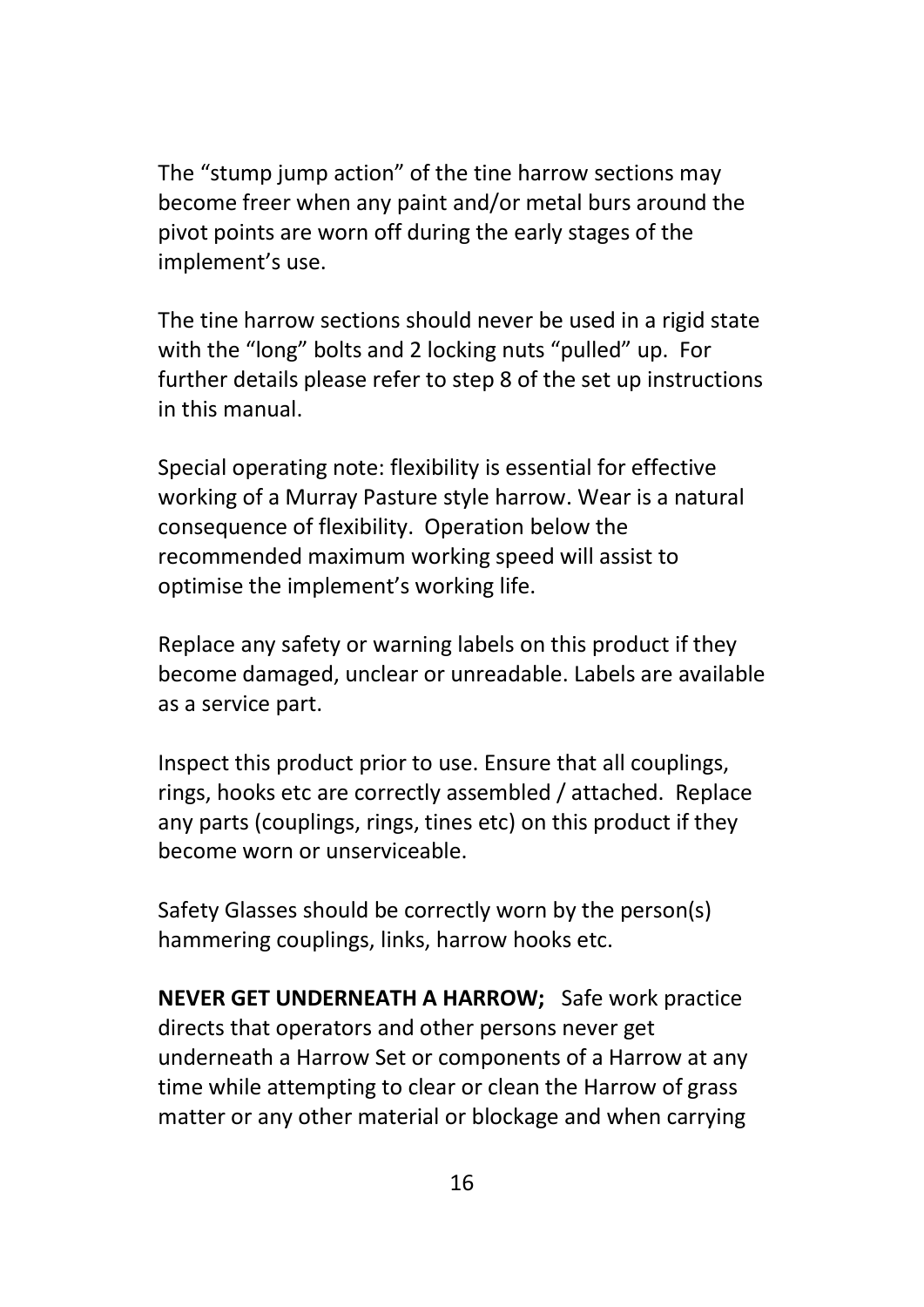The "stump jump action" of the tine harrow sections may become freer when any paint and/or metal burs around the pivot points are worn off during the early stages of the implement's use.

The tine harrow sections should never be used in a rigid state with the "long" bolts and 2 locking nuts "pulled" up. For further details please refer to step 8 of the set up instructions in this manual.

Special operating note: flexibility is essential for effective working of a Murray Pasture style harrow. Wear is a natural consequence of flexibility. Operation below the recommended maximum working speed will assist to optimise the implement's working life.

Replace any safety or warning labels on this product if they become damaged, unclear or unreadable. Labels are available as a service part.

Inspect this product prior to use. Ensure that all couplings, rings, hooks etc are correctly assembled / attached. Replace any parts (couplings, rings, tines etc) on this product if they become worn or unserviceable.

Safety Glasses should be correctly worn by the person(s) hammering couplings, links, harrow hooks etc.

**NEVER GET UNDERNEATH A HARROW;** Safe work practice directs that operators and other persons never get underneath a Harrow Set or components of a Harrow at any time while attempting to clear or clean the Harrow of grass matter or any other material or blockage and when carrying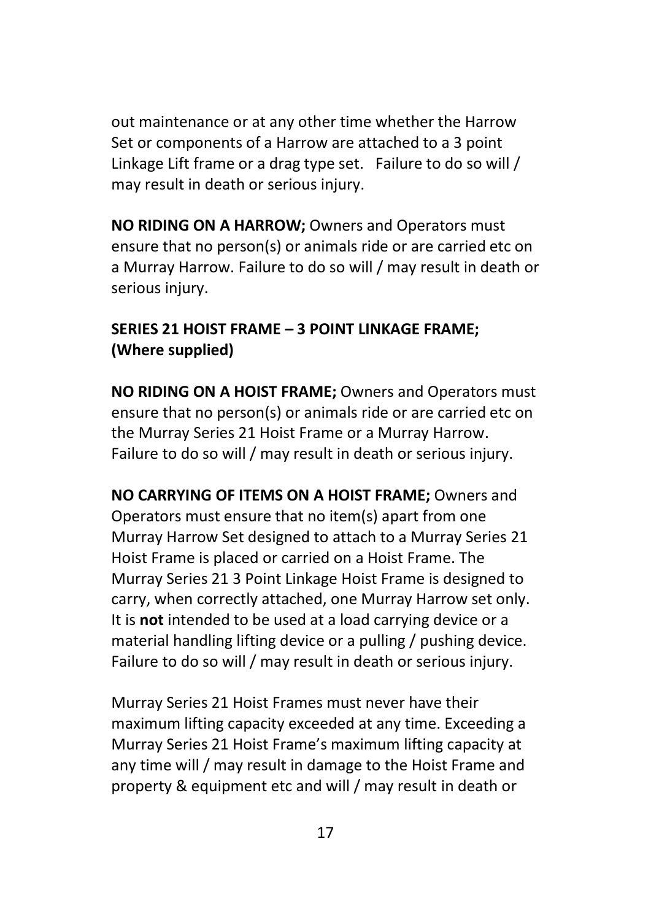out maintenance or at any other time whether the Harrow Set or components of a Harrow are attached to a 3 point Linkage Lift frame or a drag type set.   Failure to do so will / may result in death or serious injury.

**NO RIDING ON A HARROW;** Owners and Operators must ensure that no person(s) or animals ride or are carried etc on a Murray Harrow. Failure to do so will / may result in death or serious injury.

**SERIES 21 HOIST FRAME – 3 POINT LINKAGE FRAME; (Where supplied)**

**NO RIDING ON A HOIST FRAME;** Owners and Operators must ensure that no person(s) or animals ride or are carried etc on the Murray Series 21 Hoist Frame or a Murray Harrow. Failure to do so will / may result in death or serious injury.

**NO CARRYING OF ITEMS ON A HOIST FRAME;** Owners and Operators must ensure that no item(s) apart from one Murray Harrow Set designed to attach to a Murray Series 21 Hoist Frame is placed or carried on a Hoist Frame. The Murray Series 21 3 Point Linkage Hoist Frame is designed to carry, when correctly attached, one Murray Harrow set only. It is **not** intended to be used at a load carrying device or a material handling lifting device or a pulling / pushing device. Failure to do so will / may result in death or serious injury.

Murray Series 21 Hoist Frames must never have their maximum lifting capacity exceeded at any time. Exceeding a Murray Series 21 Hoist Frame's maximum lifting capacity at any time will / may result in damage to the Hoist Frame and property & equipment etc and will / may result in death or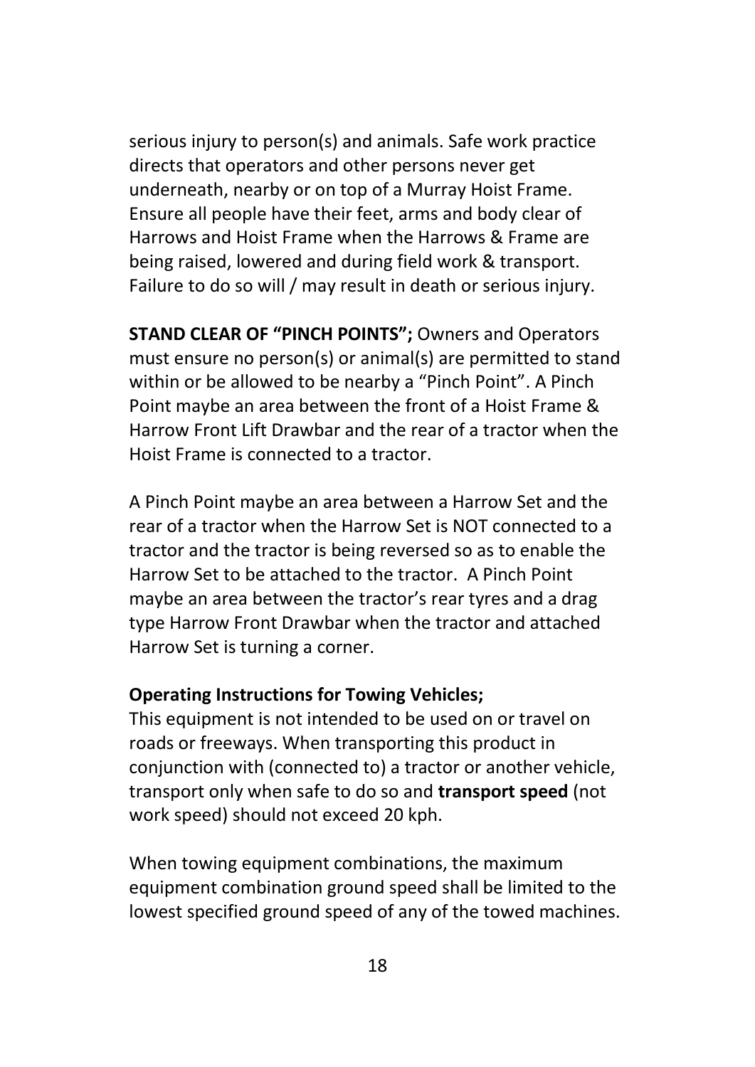serious injury to person(s) and animals. Safe work practice directs that operators and other persons never get underneath, nearby or on top of a Murray Hoist Frame. Ensure all people have their feet, arms and body clear of Harrows and Hoist Frame when the Harrows & Frame are being raised, lowered and during field work & transport. Failure to do so will / may result in death or serious injury.

**STAND CLEAR OF "PINCH POINTS";** Owners and Operators must ensure no person(s) or animal(s) are permitted to stand within or be allowed to be nearby a "Pinch Point". A Pinch Point maybe an area between the front of a Hoist Frame & Harrow Front Lift Drawbar and the rear of a tractor when the Hoist Frame is connected to a tractor.

A Pinch Point maybe an area between a Harrow Set and the rear of a tractor when the Harrow Set is NOT connected to a tractor and the tractor is being reversed so as to enable the Harrow Set to be attached to the tractor. A Pinch Point maybe an area between the tractor's rear tyres and a drag type Harrow Front Drawbar when the tractor and attached Harrow Set is turning a corner.

**Operating Instructions for Towing Vehicles;**
This equipment is not intended to be used on or travel on roads or freeways. When transporting this product in conjunction with (connected to) a tractor or another vehicle, transport only when safe to do so and **transport speed** (not work speed) should not exceed 20 kph.

When towing equipment combinations, the maximum equipment combination ground speed shall be limited to the lowest specified ground speed of any of the towed machines.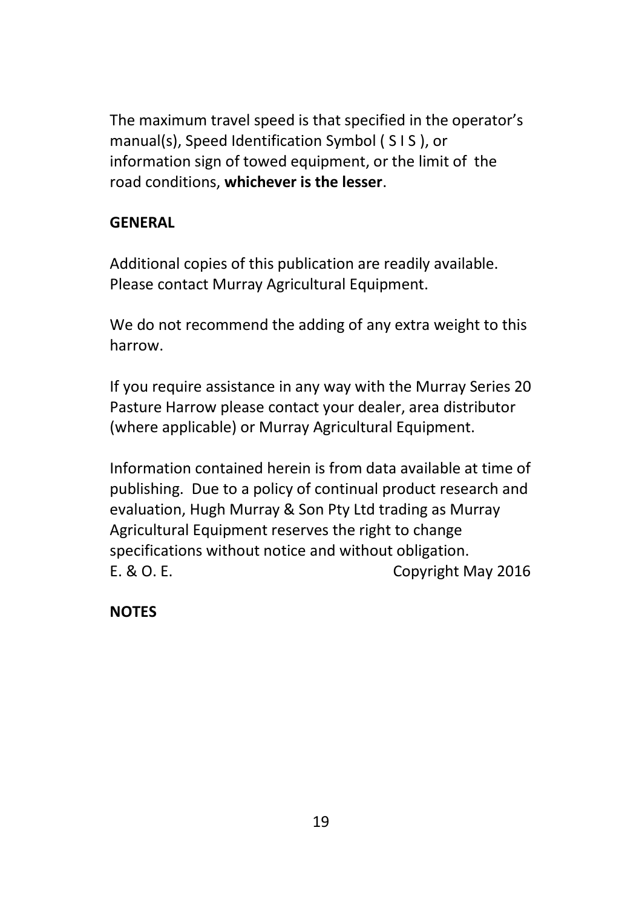The maximum travel speed is that specified in the operator's manual(s), Speed Identification Symbol ( S I S ), or information sign of towed equipment, or the limit of the road conditions, **whichever is the lesser**.

## GENERAL

Additional copies of this publication are readily available. Please contact Murray Agricultural Equipment.

We do not recommend the adding of any extra weight to this harrow.

If you require assistance in any way with the Murray Series 20 Pasture Harrow please contact your dealer, area distributor (where applicable) or Murray Agricultural Equipment.

Information contained herein is from data available at time of publishing. Due to a policy of continual product research and evaluation, Hugh Murray & Son Pty Ltd trading as Murray Agricultural Equipment reserves the right to change specifications without notice and without obligation.

E. & O. E. Copyright May 2016

## NOTES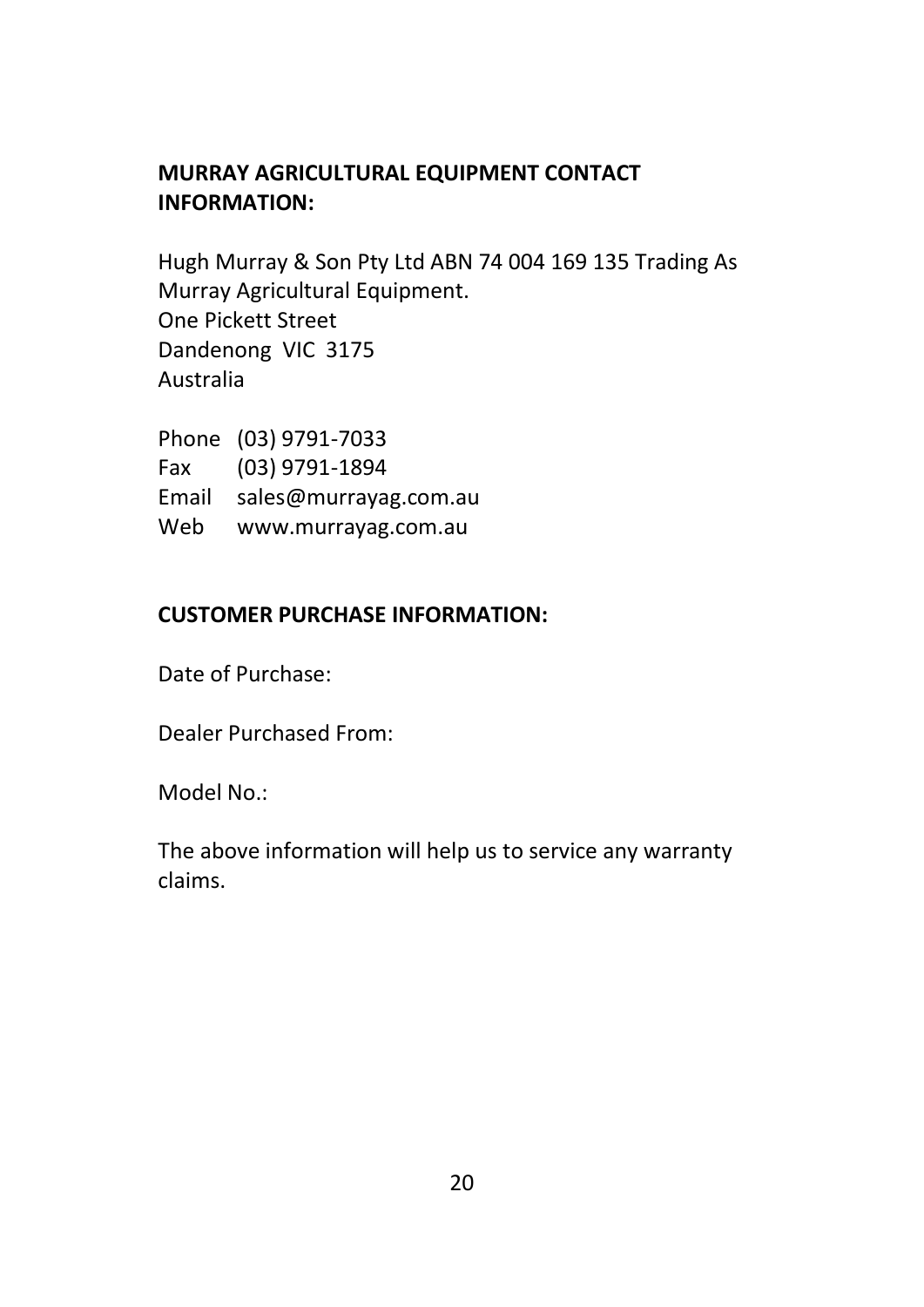## MURRAY AGRICULTURAL EQUIPMENT CONTACT INFORMATION:

Hugh Murray & Son Pty Ltd ABN 74 004 169 135 Trading As Murray Agricultural Equipment.
One Pickett Street
Dandenong VIC 3175
Australia

Phone (03) 9791-7033
Fax (03) 9791-1894
Email sales@murrayag.com.au
Web www.murrayag.com.au

## CUSTOMER PURCHASE INFORMATION:

Date of Purchase:

Dealer Purchased From:

Model No.:

The above information will help us to service any warranty claims.